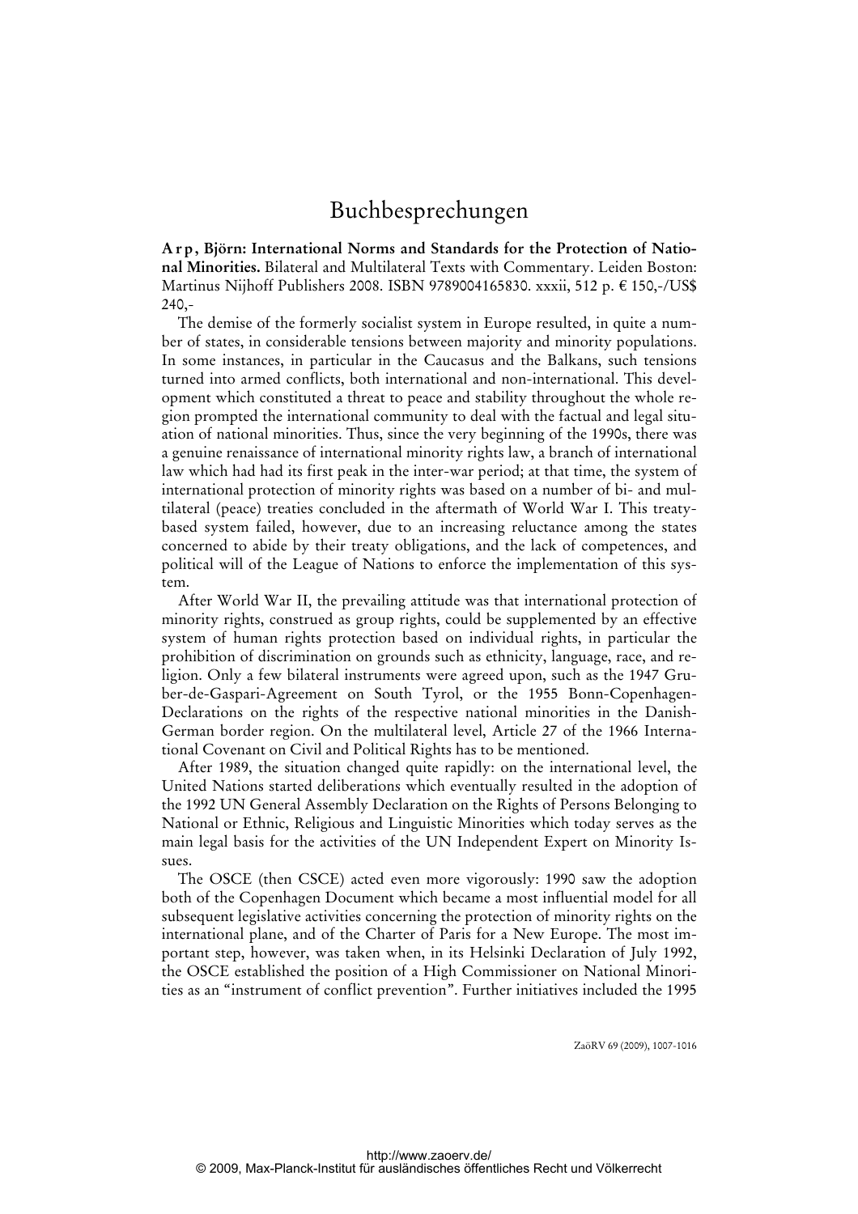# Buchbesprechungen

**Arp, Björn: International Norms and Standards for the Protection of National Minorities.** Bilateral and Multilateral Texts with Commentary. Leiden Boston: Martinus Nijhoff Publishers 2008. ISBN 9789004165830. xxxii, 512 p. € 150,-/US$ 240,-

The demise of the formerly socialist system in Europe resulted, in quite a number of states, in considerable tensions between majority and minority populations. In some instances, in particular in the Caucasus and the Balkans, such tensions turned into armed conflicts, both international and non-international. This development which constituted a threat to peace and stability throughout the whole region prompted the international community to deal with the factual and legal situation of national minorities. Thus, since the very beginning of the 1990s, there was a genuine renaissance of international minority rights law, a branch of international law which had had its first peak in the inter-war period; at that time, the system of international protection of minority rights was based on a number of bi- and multilateral (peace) treaties concluded in the aftermath of World War I. This treaty-based system failed, however, due to an increasing reluctance among the states concerned to abide by their treaty obligations, and the lack of competences, and political will of the League of Nations to enforce the implementation of this system.

After World War II, the prevailing attitude was that international protection of minority rights, construed as group rights, could be supplemented by an effective system of human rights protection based on individual rights, in particular the prohibition of discrimination on grounds such as ethnicity, language, race, and religion. Only a few bilateral instruments were agreed upon, such as the 1947 Gruber-de-Gaspari-Agreement on South Tyrol, or the 1955 Bonn-Copenhagen-Declarations on the rights of the respective national minorities in the Danish-German border region. On the multilateral level, Article 27 of the 1966 International Covenant on Civil and Political Rights has to be mentioned.

After 1989, the situation changed quite rapidly: on the international level, the United Nations started deliberations which eventually resulted in the adoption of the 1992 UN General Assembly Declaration on the Rights of Persons Belonging to National or Ethnic, Religious and Linguistic Minorities which today serves as the main legal basis for the activities of the UN Independent Expert on Minority Issues.

The OSCE (then CSCE) acted even more vigorously: 1990 saw the adoption both of the Copenhagen Document which became a most influential model for all subsequent legislative activities concerning the protection of minority rights on the international plane, and of the Charter of Paris for a New Europe. The most important step, however, was taken when, in its Helsinki Declaration of July 1992, the OSCE established the position of a High Commissioner on National Minorities as an "instrument of conflict prevention". Further initiatives included the 1995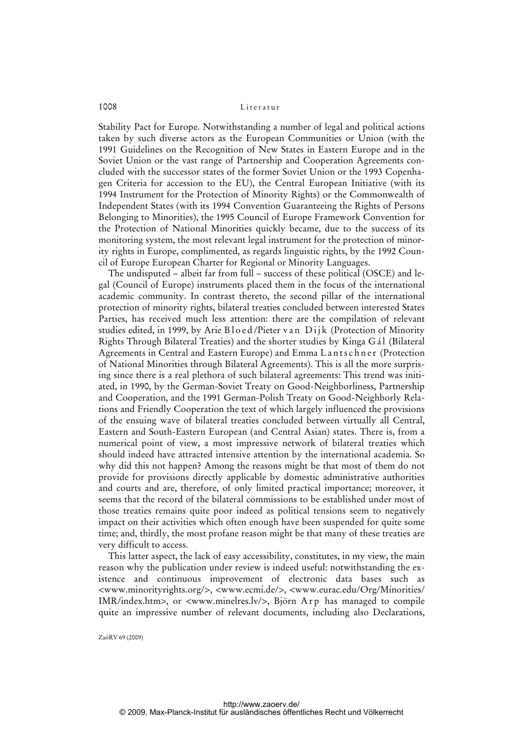Stability Pact for Europe. Notwithstanding a number of legal and political actions taken by such diverse actors as the European Communities or Union (with the 1991 Guidelines on the Recognition of New States in Eastern Europe and in the Soviet Union or the vast range of Partnership and Cooperation Agreements concluded with the successor states of the former Soviet Union or the 1993 Copenhagen Criteria for accession to the EU), the Central European Initiative (with its 1994 Instrument for the Protection of Minority Rights) or the Commonwealth of Independent States (with its 1994 Convention Guaranteeing the Rights of Persons Belonging to Minorities), the 1995 Council of Europe Framework Convention for the Protection of National Minorities quickly became, due to the success of its monitoring system, the most relevant legal instrument for the protection of minority rights in Europe, complimented, as regards linguistic rights, by the 1992 Council of Europe European Charter for Regional or Minority Languages.

The undisputed – albeit far from full – success of these political (OSCE) and legal (Council of Europe) instruments placed them in the focus of the international academic community. In contrast thereto, the second pillar of the international protection of minority rights, bilateral treaties concluded between interested States Parties, has received much less attention: there are the compilation of relevant studies edited, in 1999, by Arie Bloed/Pieter van Dijk (Protection of Minority Rights Through Bilateral Treaties) and the shorter studies by Kinga Gál (Bilateral Agreements in Central and Eastern Europe) and Emma Lantschner (Protection of National Minorities through Bilateral Agreements). This is all the more surprising since there is a real plethora of such bilateral agreements: This trend was initiated, in 1990, by the German-Soviet Treaty on Good-Neighborliness, Partnership and Cooperation, and the 1991 German-Polish Treaty on Good-Neighborly Relations and Friendly Cooperation the text of which largely influenced the provisions of the ensuing wave of bilateral treaties concluded between virtually all Central, Eastern and South-Eastern European (and Central Asian) states. There is, from a numerical point of view, a most impressive network of bilateral treaties which should indeed have attracted intensive attention by the international academia. So why did this not happen? Among the reasons might be that most of them do not provide for provisions directly applicable by domestic administrative authorities and courts and are, therefore, of only limited practical importance; moreover, it seems that the record of the bilateral commissions to be established under most of those treaties remains quite poor indeed as political tensions seem to negatively impact on their activities which often enough have been suspended for quite some time; and, thirdly, the most profane reason might be that many of these treaties are very difficult to access.

This latter aspect, the lack of easy accessibility, constitutes, in my view, the main reason why the publication under review is indeed useful: notwithstanding the existence and continuous improvement of electronic data bases such as <www.minorityrights.org/>, <www.ecmi.de/>, <www.eurac.edu/Org/Minorities/IMR/index.htm>, or <www.minelres.lv/>, Björn Arp has managed to compile quite an impressive number of relevant documents, including also Declarations,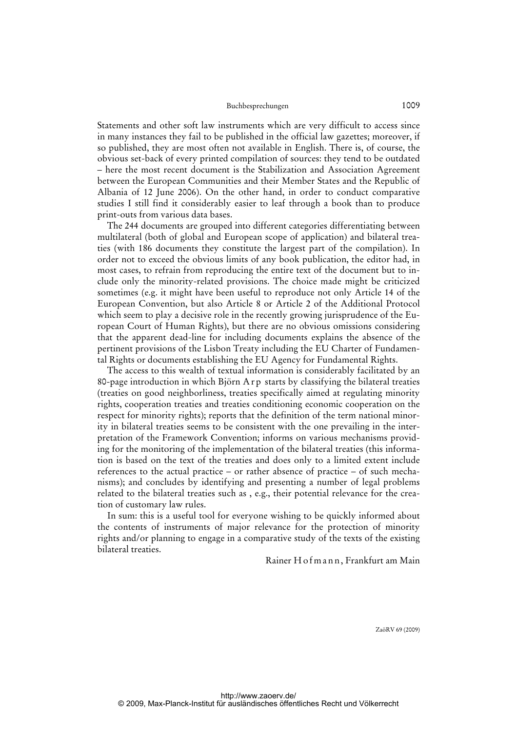Statements and other soft law instruments which are very difficult to access since in many instances they fail to be published in the official law gazettes; moreover, if so published, they are most often not available in English. There is, of course, the obvious set-back of every printed compilation of sources: they tend to be outdated – here the most recent document is the Stabilization and Association Agreement between the European Communities and their Member States and the Republic of Albania of 12 June 2006). On the other hand, in order to conduct comparative studies I still find it considerably easier to leaf through a book than to produce print-outs from various data bases.

The 244 documents are grouped into different categories differentiating between multilateral (both of global and European scope of application) and bilateral treaties (with 186 documents they constitute the largest part of the compilation). In order not to exceed the obvious limits of any book publication, the editor had, in most cases, to refrain from reproducing the entire text of the document but to include only the minority-related provisions. The choice made might be criticized sometimes (e.g. it might have been useful to reproduce not only Article 14 of the European Convention, but also Article 8 or Article 2 of the Additional Protocol which seem to play a decisive role in the recently growing jurisprudence of the European Court of Human Rights), but there are no obvious omissions considering that the apparent dead-line for including documents explains the absence of the pertinent provisions of the Lisbon Treaty including the EU Charter of Fundamental Rights or documents establishing the EU Agency for Fundamental Rights.

The access to this wealth of textual information is considerably facilitated by an 80-page introduction in which Björn Arp starts by classifying the bilateral treaties (treaties on good neighborliness, treaties specifically aimed at regulating minority rights, cooperation treaties and treaties conditioning economic cooperation on the respect for minority rights); reports that the definition of the term national minority in bilateral treaties seems to be consistent with the one prevailing in the interpretation of the Framework Convention; informs on various mechanisms providing for the monitoring of the implementation of the bilateral treaties (this information is based on the text of the treaties and does only to a limited extent include references to the actual practice – or rather absence of practice – of such mechanisms); and concludes by identifying and presenting a number of legal problems related to the bilateral treaties such as , e.g., their potential relevance for the creation of customary law rules.

In sum: this is a useful tool for everyone wishing to be quickly informed about the contents of instruments of major relevance for the protection of minority rights and/or planning to engage in a comparative study of the texts of the existing bilateral treaties.

Rainer Hofmann, Frankfurt am Main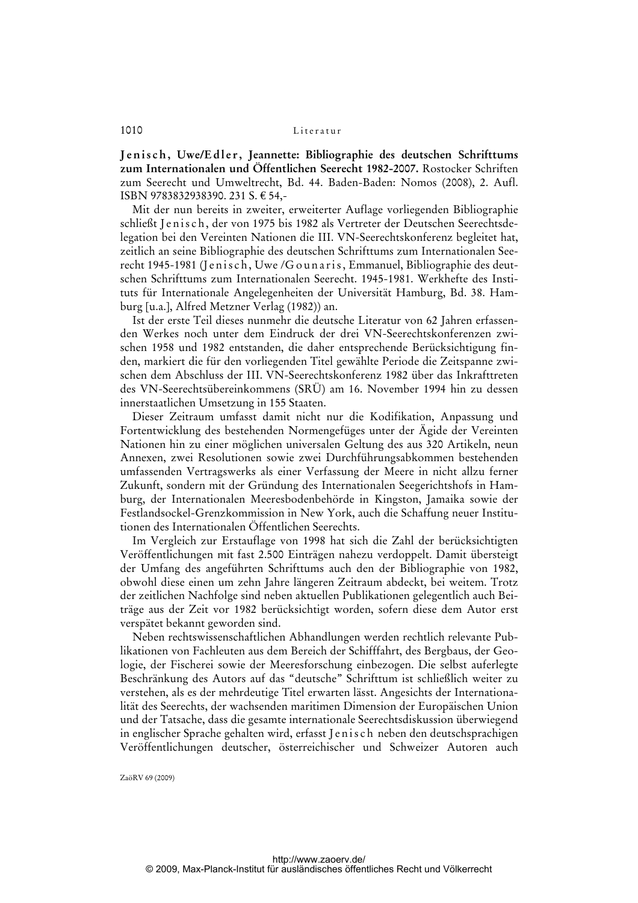**Jenisch, Uwe/Edler, Jeannette: Bibliographie des deutschen Schrifttums zum Internationalen und Öffentlichen Seerecht 1982-2007.** Rostocker Schriften zum Seerecht und Umweltrecht, Bd. 44. Baden-Baden: Nomos (2008), 2. Aufl. ISBN 9783832938390. 231 S. € 54,-

Mit der nun bereits in zweiter, erweiterter Auflage vorliegenden Bibliographie schließt Jenisch, der von 1975 bis 1982 als Vertreter der Deutschen Seerechtsdelegation bei den Vereinten Nationen die III. VN-Seerechtskonferenz begleitet hat, zeitlich an seine Bibliographie des deutschen Schrifttums zum Internationalen Seerecht 1945-1981 (Jenisch, Uwe /Gounaris, Emmanuel, Bibliographie des deutschen Schrifttums zum Internationalen Seerecht. 1945-1981. Werkhefte des Instituts für Internationale Angelegenheiten der Universität Hamburg, Bd. 38. Hamburg [u.a.], Alfred Metzner Verlag (1982)) an.

Ist der erste Teil dieses nunmehr die deutsche Literatur von 62 Jahren erfassenden Werkes noch unter dem Eindruck der drei VN-Seerechtskonferenzen zwischen 1958 und 1982 entstanden, die daher entsprechende Berücksichtigung finden, markiert die für den vorliegenden Titel gewählte Periode die Zeitspanne zwischen dem Abschluss der III. VN-Seerechtskonferenz 1982 über das Inkrafttreten des VN-Seerechtsübereinkommens (SRÜ) am 16. November 1994 hin zu dessen innerstaatlichen Umsetzung in 155 Staaten.

Dieser Zeitraum umfasst damit nicht nur die Kodifikation, Anpassung und Fortentwicklung des bestehenden Normengefüges unter der Ägide der Vereinten Nationen hin zu einer möglichen universalen Geltung des aus 320 Artikeln, neun Annexen, zwei Resolutionen sowie zwei Durchführungsabkommen bestehenden umfassenden Vertragswerks als einer Verfassung der Meere in nicht allzu ferner Zukunft, sondern mit der Gründung des Internationalen Seegerichtshofs in Hamburg, der Internationalen Meeresbodenbehörde in Kingston, Jamaika sowie der Festlandsockel-Grenzkommission in New York, auch die Schaffung neuer Institutionen des Internationalen Öffentlichen Seerechts.

Im Vergleich zur Erstauflage von 1998 hat sich die Zahl der berücksichtigten Veröffentlichungen mit fast 2.500 Einträgen nahezu verdoppelt. Damit übersteigt der Umfang des angeführten Schrifttums auch den der Bibliographie von 1982, obwohl diese einen um zehn Jahre längeren Zeitraum abdeckt, bei weitem. Trotz der zeitlichen Nachfolge sind neben aktuellen Publikationen gelegentlich auch Beiträge aus der Zeit vor 1982 berücksichtigt worden, sofern diese dem Autor erst verspätet bekannt geworden sind.

Neben rechtswissenschaftlichen Abhandlungen werden rechtlich relevante Publikationen von Fachleuten aus dem Bereich der Schifffahrt, des Bergbaus, der Geologie, der Fischerei sowie der Meeresforschung einbezogen. Die selbst auferlegte Beschränkung des Autors auf das "deutsche" Schrifttum ist schließlich weiter zu verstehen, als es der mehrdeutige Titel erwarten lässt. Angesichts der Internationalität des Seerechts, der wachsenden maritimen Dimension der Europäischen Union und der Tatsache, dass die gesamte internationale Seerechtsdiskussion überwiegend in englischer Sprache gehalten wird, erfasst Jenisch neben den deutschsprachigen Veröffentlichungen deutscher, österreichischer und Schweizer Autoren auch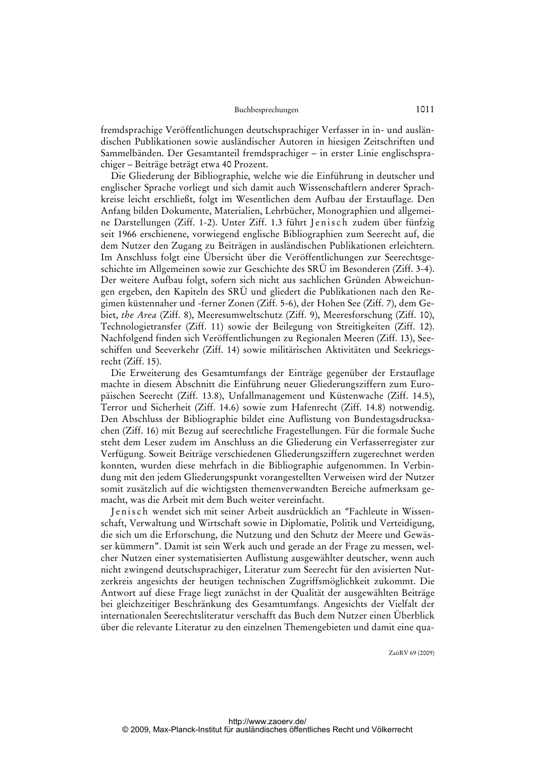fremdsprachige Veröffentlichungen deutschsprachiger Verfasser in in- und ausländischen Publikationen sowie ausländischer Autoren in hiesigen Zeitschriften und Sammelbänden. Der Gesamtanteil fremdsprachiger – in erster Linie englischsprachiger – Beiträge beträgt etwa 40 Prozent.

Die Gliederung der Bibliographie, welche wie die Einführung in deutscher und englischer Sprache vorliegt und sich damit auch Wissenschaftlern anderer Sprachkreise leicht erschließt, folgt im Wesentlichen dem Aufbau der Erstauflage. Den Anfang bilden Dokumente, Materialien, Lehrbücher, Monographien und allgemeine Darstellungen (Ziff. 1-2). Unter Ziff. 1.3 führt Jenisch zudem über fünfzig seit 1966 erschienene, vorwiegend englische Bibliographien zum Seerecht auf, die dem Nutzer den Zugang zu Beiträgen in ausländischen Publikationen erleichtern. Im Anschluss folgt eine Übersicht über die Veröffentlichungen zur Seerechtsgeschichte im Allgemeinen sowie zur Geschichte des SRÜ im Besonderen (Ziff. 3-4). Der weitere Aufbau folgt, sofern sich nicht aus sachlichen Gründen Abweichungen ergeben, den Kapiteln des SRÜ und gliedert die Publikationen nach den Regimen küstennaher und -ferner Zonen (Ziff. 5-6), der Hohen See (Ziff. 7), dem Gebiet, *the Area* (Ziff. 8), Meeresumweltschutz (Ziff. 9), Meeresforschung (Ziff. 10), Technologietransfer (Ziff. 11) sowie der Beilegung von Streitigkeiten (Ziff. 12). Nachfolgend finden sich Veröffentlichungen zu Regionalen Meeren (Ziff. 13), Seeschiffen und Seeverkehr (Ziff. 14) sowie militärischen Aktivitäten und Seekriegsrecht (Ziff. 15).

Die Erweiterung des Gesamtumfangs der Einträge gegenüber der Erstauflage machte in diesem Abschnitt die Einführung neuer Gliederungsziffern zum Europäischen Seerecht (Ziff. 13.8), Unfallmanagement und Küstenwache (Ziff. 14.5), Terror und Sicherheit (Ziff. 14.6) sowie zum Hafenrecht (Ziff. 14.8) notwendig. Den Abschluss der Bibliographie bildet eine Auflistung von Bundestagsdrucksachen (Ziff. 16) mit Bezug auf seerechtliche Fragestellungen. Für die formale Suche steht dem Leser zudem im Anschluss an die Gliederung ein Verfasserregister zur Verfügung. Soweit Beiträge verschiedenen Gliederungsziffern zugerechnet werden konnten, wurden diese mehrfach in die Bibliographie aufgenommen. In Verbindung mit den jedem Gliederungspunkt vorangestellten Verweisen wird der Nutzer somit zusätzlich auf die wichtigsten themenverwandten Bereiche aufmerksam gemacht, was die Arbeit mit dem Buch weiter vereinfacht.

Jenisch wendet sich mit seiner Arbeit ausdrücklich an "Fachleute in Wissenschaft, Verwaltung und Wirtschaft sowie in Diplomatie, Politik und Verteidigung, die sich um die Erforschung, die Nutzung und den Schutz der Meere und Gewässer kümmern". Damit ist sein Werk auch und gerade an der Frage zu messen, welcher Nutzen einer systematisierten Auflistung ausgewählter deutscher, wenn auch nicht zwingend deutschsprachiger, Literatur zum Seerecht für den avisierten Nutzerkreis angesichts der heutigen technischen Zugriffsmöglichkeit zukommt. Die Antwort auf diese Frage liegt zunächst in der Qualität der ausgewählten Beiträge bei gleichzeitiger Beschränkung des Gesamtumfangs. Angesichts der Vielfalt der internationalen Seerechtsliteratur verschafft das Buch dem Nutzer einen Überblick über die relevante Literatur zu den einzelnen Themengebieten und damit eine qua-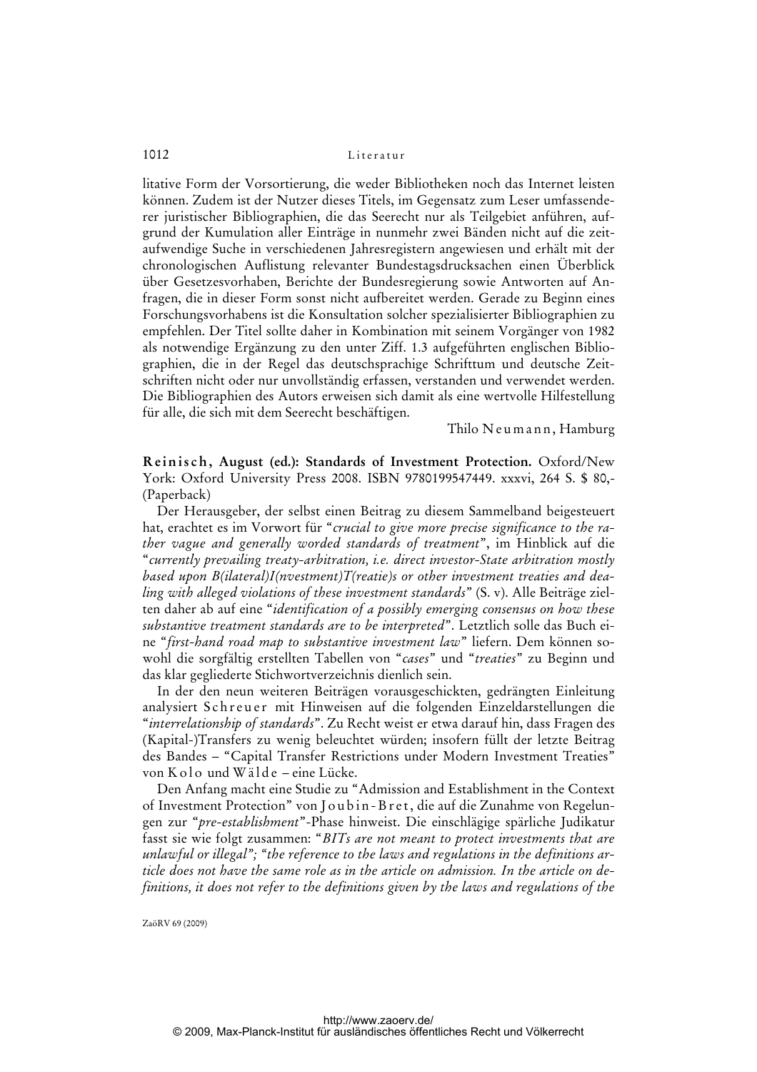litative Form der Vorsortierung, die weder Bibliotheken noch das Internet leisten können. Zudem ist der Nutzer dieses Titels, im Gegensatz zum Leser umfassenderer juristischer Bibliographien, die das Seerecht nur als Teilgebiet anführen, aufgrund der Kumulation aller Einträge in nunmehr zwei Bänden nicht auf die zeitaufwendige Suche in verschiedenen Jahresregistern angewiesen und erhält mit der chronologischen Auflistung relevanter Bundestagsdrucksachen einen Überblick über Gesetzesvorhaben, Berichte der Bundesregierung sowie Antworten auf Anfragen, die in dieser Form sonst nicht aufbereitet werden. Gerade zu Beginn eines Forschungsvorhabens ist die Konsultation solcher spezialisierter Bibliographien zu empfehlen. Der Titel sollte daher in Kombination mit seinem Vorgänger von 1982 als notwendige Ergänzung zu den unter Ziff. 1.3 aufgeführten englischen Bibliographien, die in der Regel das deutschsprachige Schrifttum und deutsche Zeitschriften nicht oder nur unvollständig erfassen, verstanden und verwendet werden. Die Bibliographien des Autors erweisen sich damit als eine wertvolle Hilfestellung für alle, die sich mit dem Seerecht beschäftigen.

Thilo Neumann, Hamburg

**Reinisch, August (ed.): Standards of Investment Protection.** Oxford/New York: Oxford University Press 2008. ISBN 9780199547449. xxxvi, 264 S. $ 80,- (Paperback)

Der Herausgeber, der selbst einen Beitrag zu diesem Sammelband beigesteuert hat, erachtet es im Vorwort für "*crucial to give more precise significance to the rather vague and generally worded standards of treatment*", im Hinblick auf die "*currently prevailing treaty-arbitration, i.e. direct investor-State arbitration mostly based upon B(ilateral)I(nvestment)T(reatie)s or other investment treaties and dealing with alleged violations of these investment standards*" (S. v). Alle Beiträge zielten daher ab auf eine "*identification of a possibly emerging consensus on how these substantive treatment standards are to be interpreted*". Letztlich solle das Buch eine "*first-hand road map to substantive investment law*" liefern. Dem können sowohl die sorgfältig erstellten Tabellen von "*cases*" und "*treaties*" zu Beginn und das klar gegliederte Stichwortverzeichnis dienlich sein.

In der den neun weiteren Beiträgen vorausgeschickten, gedrängten Einleitung analysiert Schreuer mit Hinweisen auf die folgenden Einzeldarstellungen die "*interrelationship of standards*". Zu Recht weist er etwa darauf hin, dass Fragen des (Kapital-)Transfers zu wenig beleuchtet würden; insofern füllt der letzte Beitrag des Bandes – "Capital Transfer Restrictions under Modern Investment Treaties" von Kolo und Wälde – eine Lücke.

Den Anfang macht eine Studie zu "Admission and Establishment in the Context of Investment Protection" von Joubin-Bret, die auf die Zunahme von Regelungen zur "*pre-establishment*"-Phase hinweist. Die einschlägige spärliche Judikatur fasst sie wie folgt zusammen: "*BITs are not meant to protect investments that are unlawful or illegal*"; "*the reference to the laws and regulations in the definitions article does not have the same role as in the article on admission. In the article on definitions, it does not refer to the definitions given by the laws and regulations of the*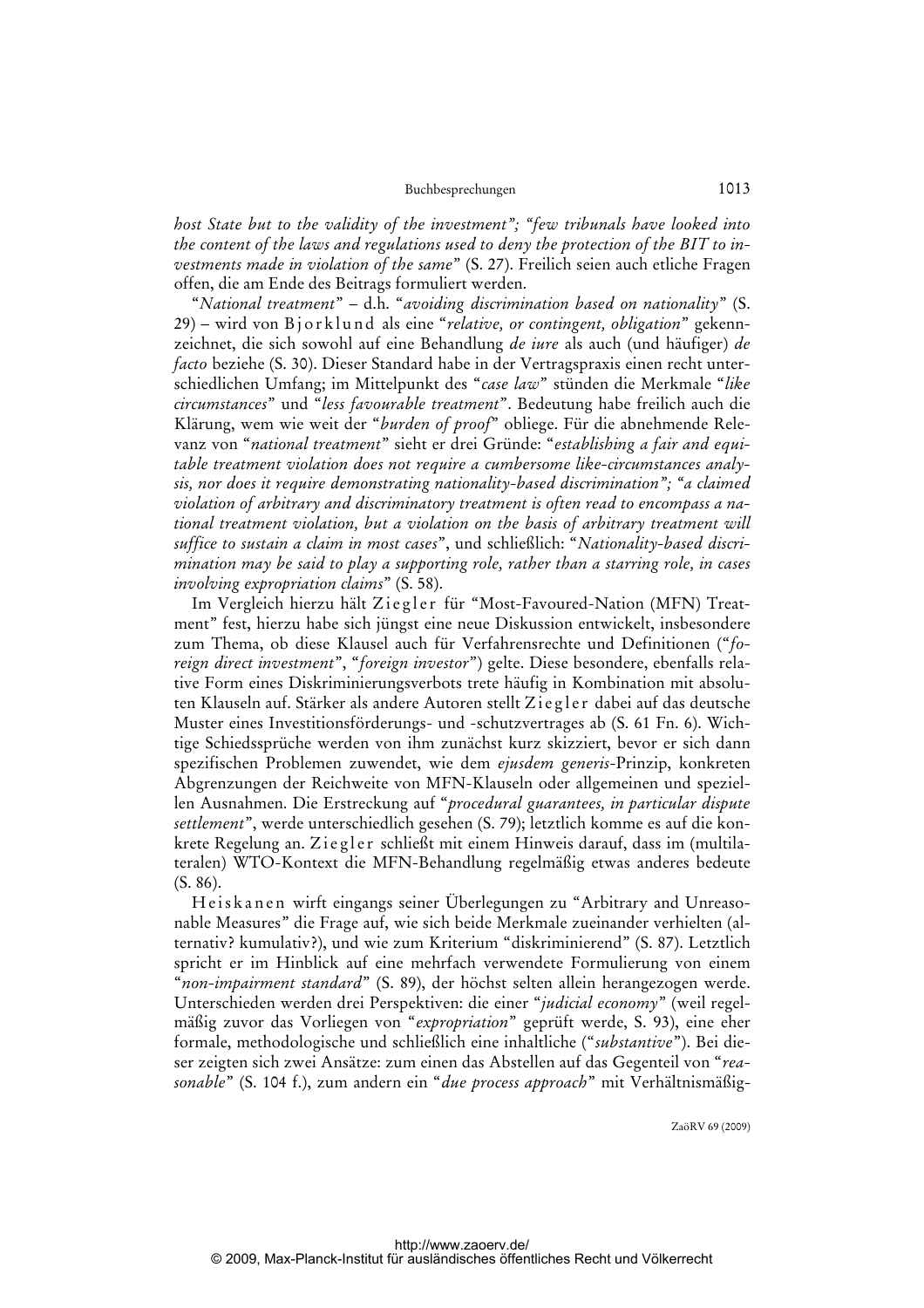*host State but to the validity of the investment"; "few tribunals have looked into the content of the laws and regulations used to deny the protection of the BIT to investments made in violation of the same"* (S. 27). Freilich seien auch etliche Fragen offen, die am Ende des Beitrags formuliert werden.

"*National treatment*" – d.h. "*avoiding discrimination based on nationality*" (S. 29) – wird von Bjorklund als eine "*relative, or contingent, obligation*" gekennzeichnet, die sich sowohl auf eine Behandlung *de iure* als auch (und häufiger) *de facto* beziehe (S. 30). Dieser Standard habe in der Vertragspraxis einen recht unterschiedlichen Umfang; im Mittelpunkt des "*case law*" stünden die Merkmale "*like circumstances*" und "*less favourable treatment*". Bedeutung habe freilich auch die Klärung, wem wie weit der "*burden of proof*" obliege. Für die abnehmende Relevanz von "*national treatment*" sieht er drei Gründe: "*establishing a fair and equitable treatment violation does not require a cumbersome like-circumstances analysis, nor does it require demonstrating nationality-based discrimination"; "a claimed violation of arbitrary and discriminatory treatment is often read to encompass a national treatment violation, but a violation on the basis of arbitrary treatment will suffice to sustain a claim in most cases*", und schließlich: "*Nationality-based discrimination may be said to play a supporting role, rather than a starring role, in cases involving expropriation claims*" (S. 58).

Im Vergleich hierzu hält Ziegler für "Most-Favoured-Nation (MFN) Treatment" fest, hierzu habe sich jüngst eine neue Diskussion entwickelt, insbesondere zum Thema, ob diese Klausel auch für Verfahrensrechte und Definitionen ("*foreign direct investment*", "*foreign investor*") gelte. Diese besondere, ebenfalls relative Form eines Diskriminierungsverbots trete häufig in Kombination mit absoluten Klauseln auf. Stärker als andere Autoren stellt Ziegler dabei auf das deutsche Muster eines Investitionsförderungs- und -schutzvertrages ab (S. 61 Fn. 6). Wichtige Schiedssprüche werden von ihm zunächst kurz skizziert, bevor er sich dann spezifischen Problemen zuwendet, wie dem *ejusdem generis*-Prinzip, konkreten Abgrenzungen der Reichweite von MFN-Klauseln oder allgemeinen und speziellen Ausnahmen. Die Erstreckung auf "*procedural guarantees, in particular dispute settlement*", werde unterschiedlich gesehen (S. 79); letztlich komme es auf die konkrete Regelung an. Ziegler schließt mit einem Hinweis darauf, dass im (multilateralen) WTO-Kontext die MFN-Behandlung regelmäßig etwas anderes bedeute (S. 86).

Heiskanen wirft eingangs seiner Überlegungen zu "Arbitrary and Unreasonable Measures" die Frage auf, wie sich beide Merkmale zueinander verhielten (alternativ? kumulativ?), und wie zum Kriterium "diskriminierend" (S. 87). Letztlich spricht er im Hinblick auf eine mehrfach verwendete Formulierung von einem "*non-impairment standard*" (S. 89), der höchst selten allein herangezogen werde. Unterschieden werden drei Perspektiven: die einer "*judicial economy*" (weil regelmäßig zuvor das Vorliegen von "*expropriation*" geprüft werde, S. 93), eine eher formale, methodologische und schließlich eine inhaltliche ("*substantive*"). Bei dieser zeigten sich zwei Ansätze: zum einen das Abstellen auf das Gegenteil von "*reasonable*" (S. 104 f.), zum andern ein "*due process approach*" mit Verhältnismäßig-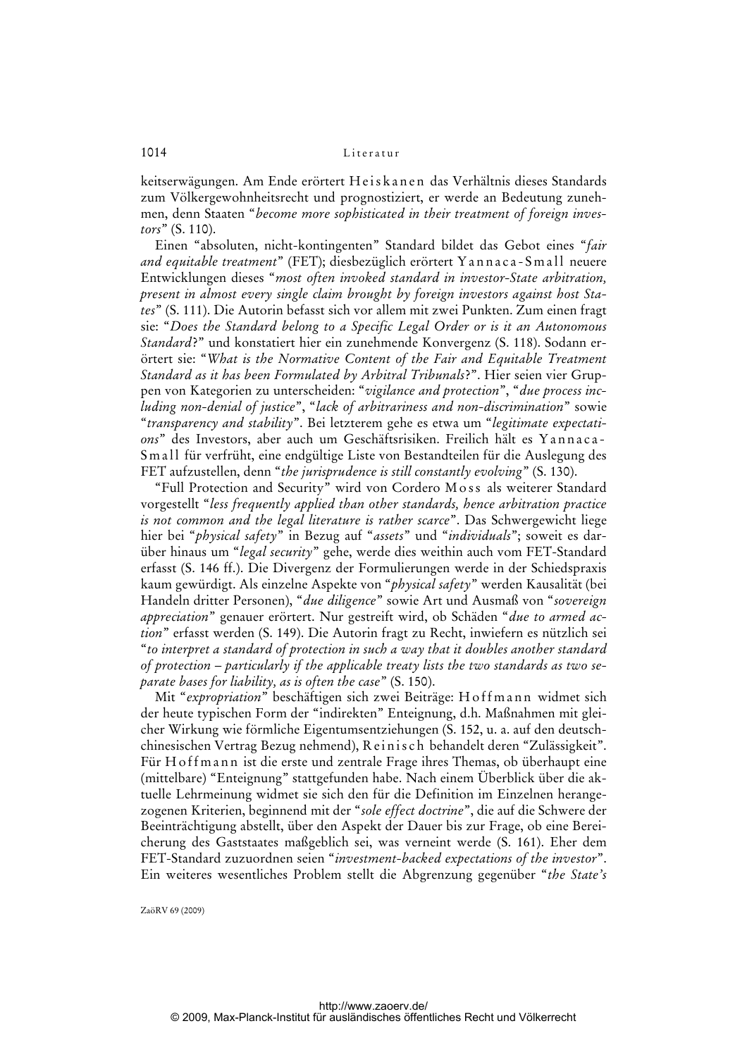keitserwägungen. Am Ende erörtert Heiskanen das Verhältnis dieses Standards zum Völkergewohnheitsrecht und prognostiziert, er werde an Bedeutung zunehmen, denn Staaten "*become more sophisticated in their treatment of foreign investors*" (S. 110).

Einen "absoluten, nicht-kontingenten" Standard bildet das Gebot eines "*fair and equitable treatment*" (FET); diesbezüglich erörtert Yannaca-Small neuere Entwicklungen dieses "*most often invoked standard in investor-State arbitration, present in almost every single claim brought by foreign investors against host States*" (S. 111). Die Autorin befasst sich vor allem mit zwei Punkten. Zum einen fragt sie: "*Does the Standard belong to a Specific Legal Order or is it an Autonomous Standard*?" und konstatiert hier ein zunehmende Konvergenz (S. 118). Sodann erörtert sie: "*What is the Normative Content of the Fair and Equitable Treatment Standard as it has been Formulated by Arbitral Tribunals*?". Hier seien vier Gruppen von Kategorien zu unterscheiden: "*vigilance and protection*", "*due process including non-denial of justice*", "*lack of arbitrariness and non-discrimination*" sowie "*transparency and stability*". Bei letzterem gehe es etwa um "*legitimate expectations*" des Investors, aber auch um Geschäftsrisiken. Freilich hält es Yannaca-Small für verfrüht, eine endgültige Liste von Bestandteilen für die Auslegung des FET aufzustellen, denn "*the jurisprudence is still constantly evolving*" (S. 130).

"Full Protection and Security" wird von Cordero Moss als weiterer Standard vorgestellt "*less frequently applied than other standards, hence arbitration practice is not common and the legal literature is rather scarce*". Das Schwergewicht liege hier bei "*physical safety*" in Bezug auf "*assets*" und "*individuals*"; soweit es darüber hinaus um "*legal security*" gehe, werde dies weithin auch vom FET-Standard erfasst (S. 146 ff.). Die Divergenz der Formulierungen werde in der Schiedspraxis kaum gewürdigt. Als einzelne Aspekte von "*physical safety*" werden Kausalität (bei Handeln dritter Personen), "*due diligence*" sowie Art und Ausmaß von "*sovereign appreciation*" genauer erörtert. Nur gestreift wird, ob Schäden "*due to armed action*" erfasst werden (S. 149). Die Autorin fragt zu Recht, inwiefern es nützlich sei "*to interpret a standard of protection in such a way that it doubles another standard of protection – particularly if the applicable treaty lists the two standards as two separate bases for liability, as is often the case*" (S. 150).

Mit "*expropriation*" beschäftigen sich zwei Beiträge: Hoffmann widmet sich der heute typischen Form der "indirekten" Enteignung, d.h. Maßnahmen mit gleicher Wirkung wie förmliche Eigentumsentziehungen (S. 152, u. a. auf den deutsch-chinesischen Vertrag Bezug nehmend), Reinisch behandelt deren "Zulässigkeit". Für Hoffmann ist die erste und zentrale Frage ihres Themas, ob überhaupt eine (mittelbare) "Enteignung" stattgefunden habe. Nach einem Überblick über die aktuelle Lehrmeinung widmet sie sich den für die Definition im Einzelnen herangezogenen Kriterien, beginnend mit der "*sole effect doctrine*", die auf die Schwere der Beeinträchtigung abstellt, über den Aspekt der Dauer bis zur Frage, ob eine Bereicherung des Gaststaates maßgeblich sei, was verneint werde (S. 161). Eher dem FET-Standard zuzuordnen seien "*investment-backed expectations of the investor*". Ein weiteres wesentliches Problem stellt die Abgrenzung gegenüber "*the State's*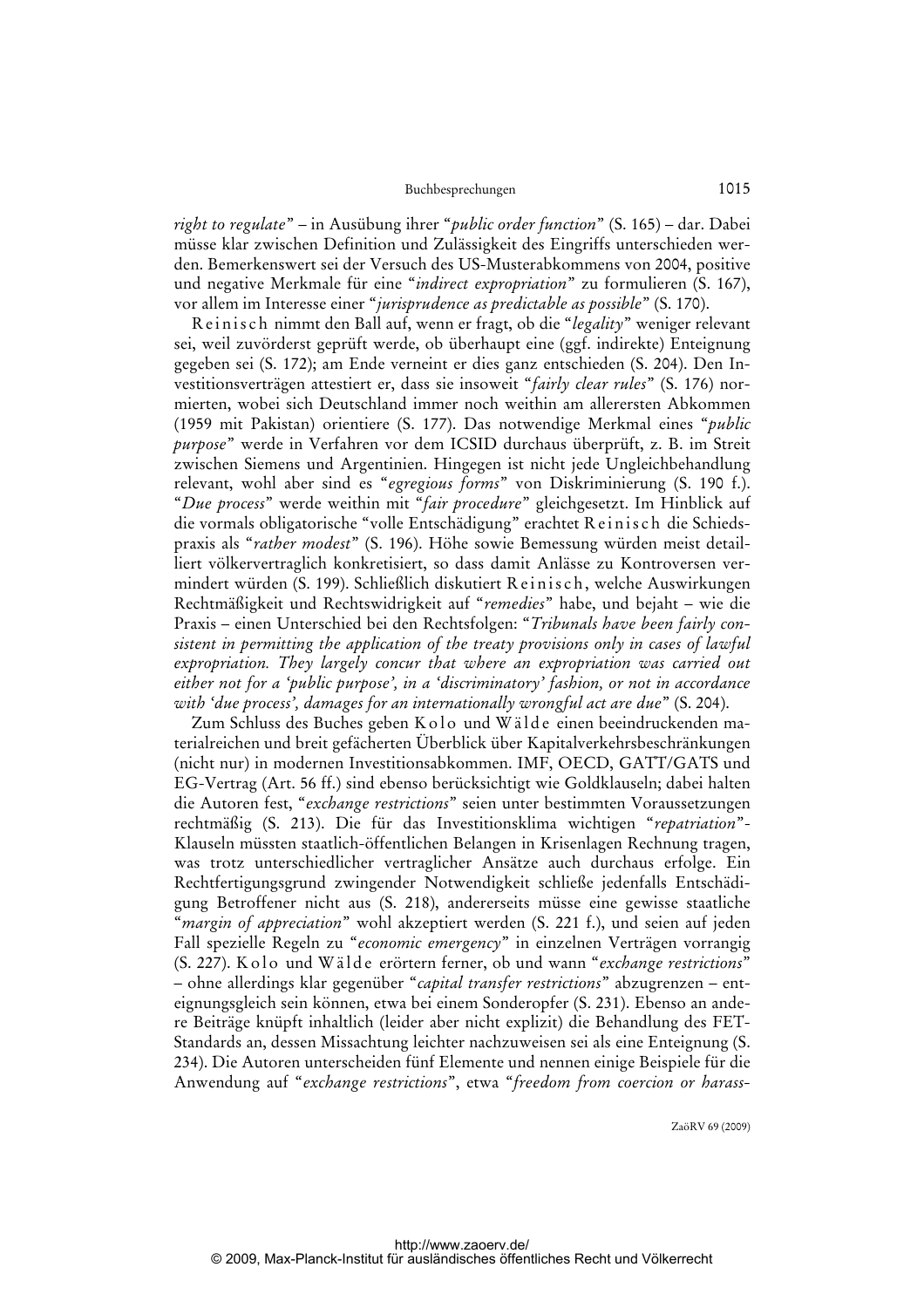*right to regulate*" – in Ausübung ihrer "*public order function*" (S. 165) – dar. Dabei müsse klar zwischen Definition und Zulässigkeit des Eingriffs unterschieden werden. Bemerkenswert sei der Versuch des US-Musterabkommens von 2004, positive und negative Merkmale für eine "*indirect expropriation*" zu formulieren (S. 167), vor allem im Interesse einer "*jurisprudence as predictable as possible*" (S. 170).

Reinisch nimmt den Ball auf, wenn er fragt, ob die "*legality*" weniger relevant sei, weil zuvörderst geprüft werde, ob überhaupt eine (ggf. indirekte) Enteignung gegeben sei (S. 172); am Ende verneint er dies ganz entschieden (S. 204). Den Investitionsverträgen attestiert er, dass sie insoweit "*fairly clear rules*" (S. 176) normierten, wobei sich Deutschland immer noch weithin am allerersten Abkommen (1959 mit Pakistan) orientiere (S. 177). Das notwendige Merkmal eines "*public purpose*" werde in Verfahren vor dem ICSID durchaus überprüft, z. B. im Streit zwischen Siemens und Argentinien. Hingegen ist nicht jede Ungleichbehandlung relevant, wohl aber sind es "*egregious forms*" von Diskriminierung (S. 190 f.). "*Due process*" werde weithin mit "*fair procedure*" gleichgesetzt. Im Hinblick auf die vormals obligatorische "volle Entschädigung" erachtet Reinisch die Schiedspraxis als "*rather modest*" (S. 196). Höhe sowie Bemessung würden meist detailliert völkervertraglich konkretisiert, so dass damit Anlässe zu Kontroversen vermindert würden (S. 199). Schließlich diskutiert Reinisch, welche Auswirkungen Rechtmäßigkeit und Rechtswidrigkeit auf "*remedies*" habe, und bejaht – wie die Praxis – einen Unterschied bei den Rechtsfolgen: "*Tribunals have been fairly consistent in permitting the application of the treaty provisions only in cases of lawful expropriation. They largely concur that where an expropriation was carried out either not for a 'public purpose', in a 'discriminatory' fashion, or not in accordance with 'due process', damages for an internationally wrongful act are due*" (S. 204).

Zum Schluss des Buches geben Kolo und Wälde einen beeindruckenden materialreichen und breit gefächerten Überblick über Kapitalverkehrsbeschränkungen (nicht nur) in modernen Investitionsabkommen. IMF, OECD, GATT/GATS und EG-Vertrag (Art. 56 ff.) sind ebenso berücksichtigt wie Goldklauseln; dabei halten die Autoren fest, "*exchange restrictions*" seien unter bestimmten Voraussetzungen rechtmäßig (S. 213). Die für das Investitionsklima wichtigen "*repatriation*"-Klauseln müssten staatlich-öffentlichen Belangen in Krisenlagen Rechnung tragen, was trotz unterschiedlicher vertraglicher Ansätze auch durchaus erfolge. Ein Rechtfertigungsgrund zwingender Notwendigkeit schließe jedenfalls Entschädigung Betroffener nicht aus (S. 218), andererseits müsse eine gewisse staatliche "*margin of appreciation*" wohl akzeptiert werden (S. 221 f.), und seien auf jeden Fall spezielle Regeln zu "*economic emergency*" in einzelnen Verträgen vorrangig (S. 227). Kolo und Wälde erörtern ferner, ob und wann "*exchange restrictions*" – ohne allerdings klar gegenüber "*capital transfer restrictions*" abzugrenzen – enteignungsgleich sein können, etwa bei einem Sonderopfer (S. 231). Ebenso an andere Beiträge knüpft inhaltlich (leider aber nicht explizit) die Behandlung des FET-Standards an, dessen Missachtung leichter nachzuweisen sei als eine Enteignung (S. 234). Die Autoren unterscheiden fünf Elemente und nennen einige Beispiele für die Anwendung auf "*exchange restrictions*", etwa "*freedom from coercion or harass-*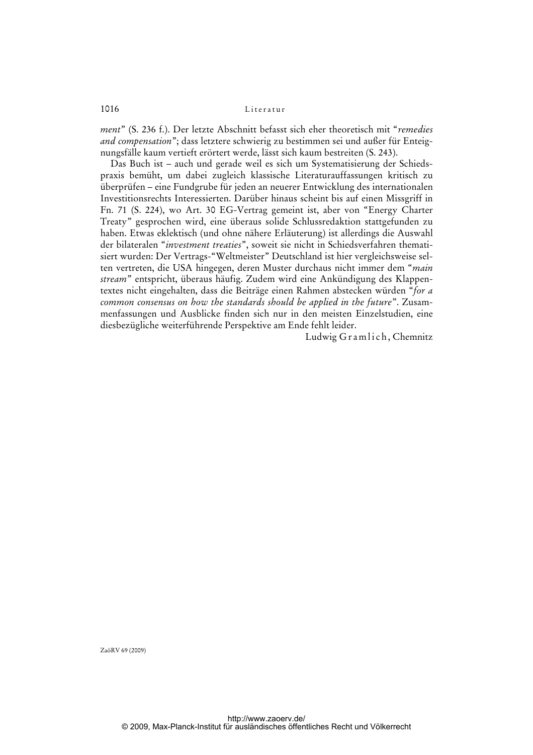*ment*" (S. 236 f.). Der letzte Abschnitt befasst sich eher theoretisch mit "*remedies and compensation*"; dass letztere schwierig zu bestimmen sei und außer für Enteignungsfälle kaum vertieft erörtert werde, lässt sich kaum bestreiten (S. 243).

Das Buch ist – auch und gerade weil es sich um Systematisierung der Schiedspraxis bemüht, um dabei zugleich klassische Literaturauffassungen kritisch zu überprüfen – eine Fundgrube für jeden an neuerer Entwicklung des internationalen Investitionsrechts Interessierten. Darüber hinaus scheint bis auf einen Missgriff in Fn. 71 (S. 224), wo Art. 30 EG-Vertrag gemeint ist, aber von "Energy Charter Treaty" gesprochen wird, eine überaus solide Schlussredaktion stattgefunden zu haben. Etwas eklektisch (und ohne nähere Erläuterung) ist allerdings die Auswahl der bilateralen "*investment treaties*", soweit sie nicht in Schiedsverfahren thematisiert wurden: Der Vertrags-"Weltmeister" Deutschland ist hier vergleichsweise selten vertreten, die USA hingegen, deren Muster durchaus nicht immer dem "*main stream*" entspricht, überaus häufig. Zudem wird eine Ankündigung des Klappentextes nicht eingehalten, dass die Beiträge einen Rahmen abstecken würden "*for a common consensus on how the standards should be applied in the future*". Zusammenfassungen und Ausblicke finden sich nur in den meisten Einzelstudien, eine diesbezügliche weiterführende Perspektive am Ende fehlt leider.

Ludwig Gramlich, Chemnitz